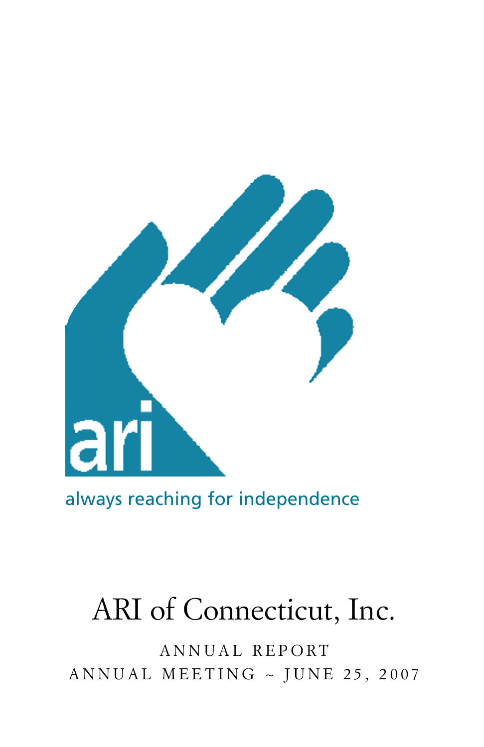ari

always reaching for independence

# ARI of Connecticut, Inc.

ANNUAL REPORT

ANNUAL MEETING ~ JUNE 25, 2007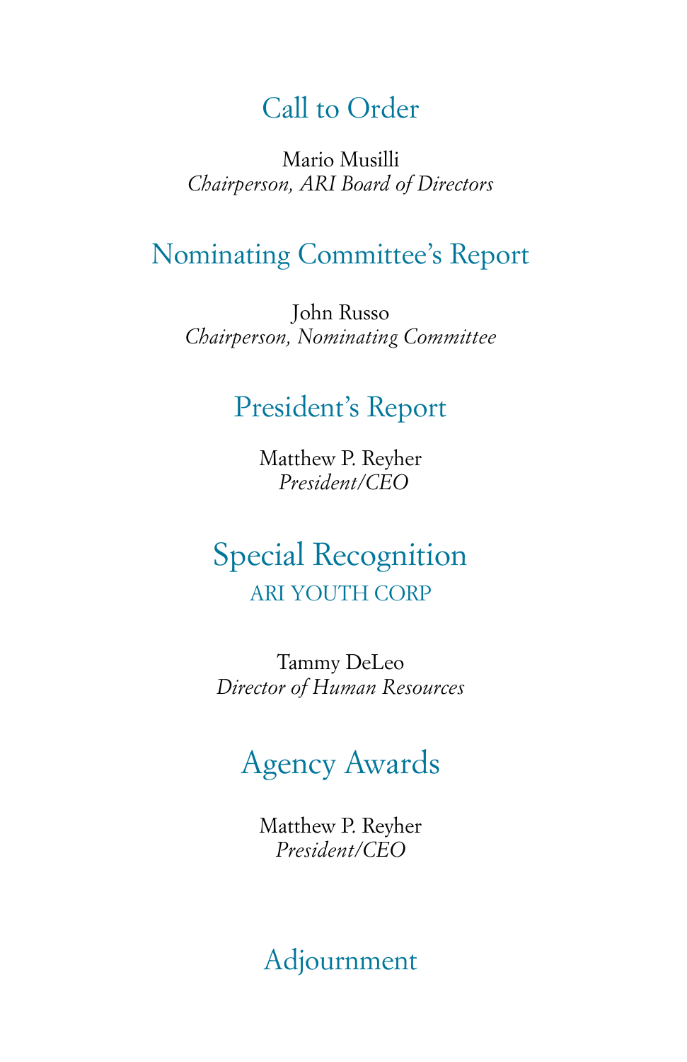## Call to Order

Mario Musilli
*Chairperson, ARI Board of Directors*

## Nominating Committee's Report

John Russo
*Chairperson, Nominating Committee*

## President's Report

Matthew P. Reyher
*President/CEO*

## Special Recognition

### ARI YOUTH CORP

Tammy DeLeo
*Director of Human Resources*

## Agency Awards

Matthew P. Reyher
*President/CEO*

## Adjournment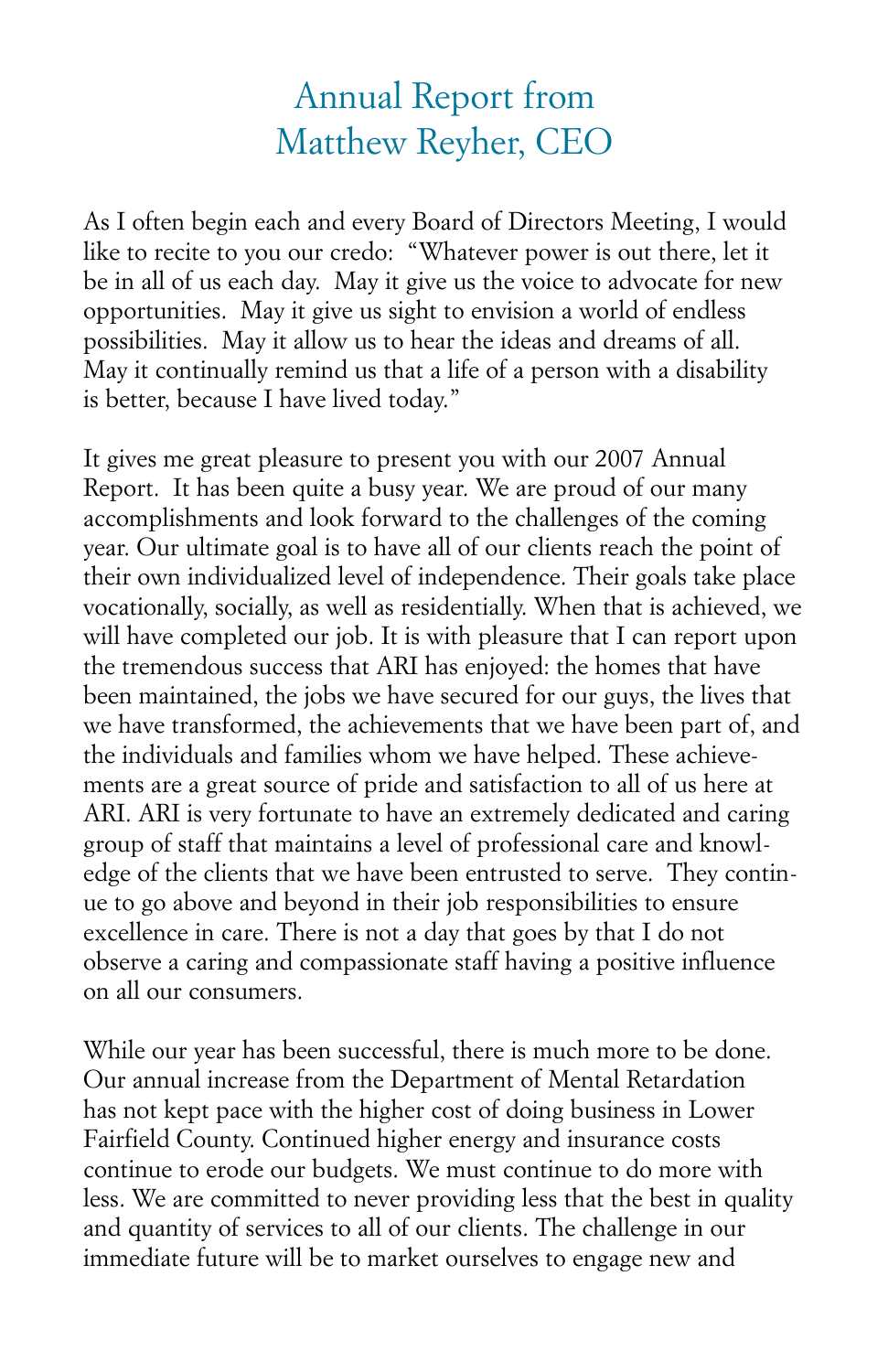# Annual Report from Matthew Reyher, CEO

As I often begin each and every Board of Directors Meeting, I would like to recite to you our credo: "Whatever power is out there, let it be in all of us each day. May it give us the voice to advocate for new opportunities. May it give sight to envision a world of endless possibilities. May it allow us to hear the ideas and dreams of all. May it continually remind us that a life of a person with a disability is better, because I have lived today."

It gives me great pleasure to present you with our 2007 Annual Report. It has been quite a busy year. We are proud of our many accomplishments and look forward to the challenges of the coming year. Our ultimate goal is to have all of our clients reach the point of their own individualized level of independence. Their goals take place vocationally, socially, as well as residentially. When that is achieved, we will have completed our job. It is with pleasure that I can report upon the tremendous success that ARI has enjoyed: the homes that have been maintained, the jobs we have secured for our guys, the lives that we have transformed, the achievements that we have been part of, and the individuals and families whom we have helped. These achievements are a great source of pride and satisfaction to all of us here at ARI. ARI is very fortunate to have an extremely dedicated and caring group of staff that maintains a level of professional care and knowledge of the clients that we have been entrusted to serve. They continue to go above and beyond in their job responsibilities to ensure excellence in care. There is not a day that goes by that I do not observe a caring and compassionate staff having a positive influence on all our consumers.

While our year has been successful, there is much more to be done. Our annual increase from the Department of Mental Retardation has not kept pace with the higher cost of doing business in Lower Fairfield County. Continued higher energy and insurance costs continue to erode our budgets. We must continue to do more with less. We are committed to never providing less that the best in quality and quantity of services to all of our clients. The challenge in our immediate future will be to market ourselves to engage new and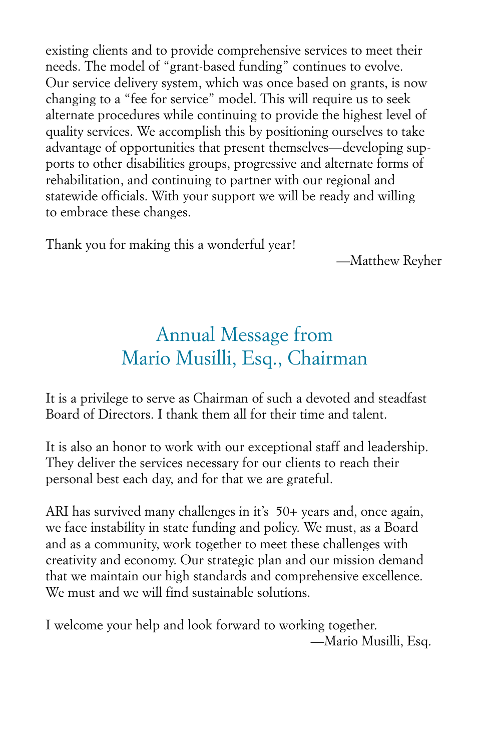existing clients and to provide comprehensive services to meet their needs. The model of “grant-based funding” continues to evolve. Our service delivery system, which was once based on grants, is now changing to a “fee for service” model. This will require us to seek alternate procedures while continuing to provide the highest level of quality services. We accomplish this by positioning ourselves to take advantage of opportunities that present themselves—developing supports to other disabilities groups, progressive and alternate forms of rehabilitation, and continuing to partner with our regional and statewide officials. With your support we will be ready and willing to embrace these changes.

Thank you for making this a wonderful year!

—Matthew Reyher

## Annual Message from Mario Musilli, Esq., Chairman

It is a privilege to serve as Chairman of such a devoted and steadfast Board of Directors. I thank them all for their time and talent.

It is also an honor to work with our exceptional staff and leadership. They deliver the services necessary for our clients to reach their personal best each day, and for that we are grateful.

ARI has survived many challenges in it’s 50+ years and, once again, we face instability in state funding and policy. We must, as a Board and as a community, work together to meet these challenges with creativity and economy. Our strategic plan and our mission demand that we maintain our high standards and comprehensive excellence. We must and we will find sustainable solutions.

I welcome your help and look forward to working together.

—Mario Musilli, Esq.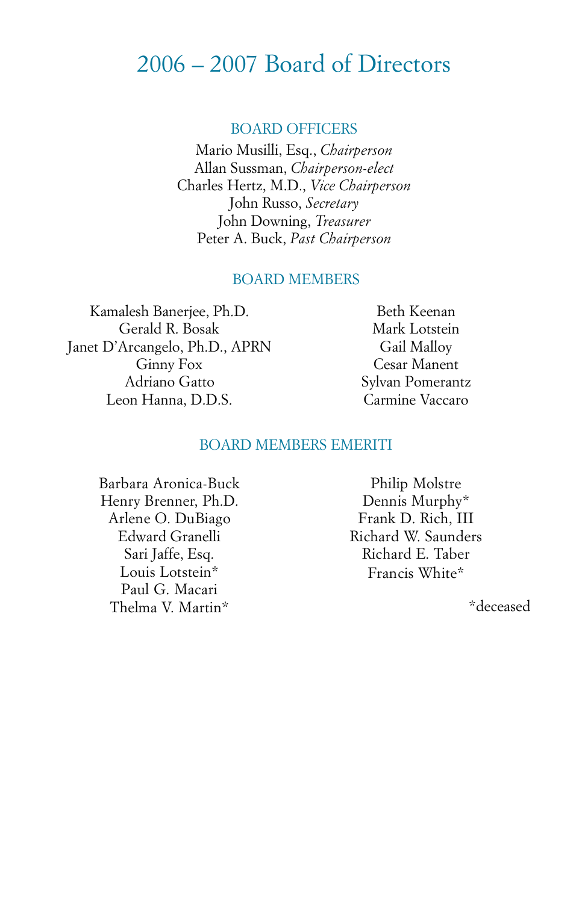# 2006 – 2007 Board of Directors

## BOARD OFFICERS

Mario Musilli, Esq., *Chairperson*
Allan Sussman, *Chairperson-elect*
Charles Hertz, M.D., *Vice Chairperson*
John Russo, *Secretary*
John Downing, *Treasurer*
Peter A. Buck, *Past Chairperson*

## BOARD MEMBERS

Kamalesh Banerjee, Ph.D.
Gerald R. Bosak
Janet D'Arcangelo, Ph.D., APRN
Ginny Fox
Adriano Gatto
Leon Hanna, D.D.S.
Beth Keenan
Mark Lotstein
Gail Malloy
Cesar Manent
Sylvan Pomerantz
Carmine Vaccaro

## BOARD MEMBERS EMERITI

Barbara Aronica-Buck
Henry Brenner, Ph.D.
Arlene O. DuBiago
Edward Granelli
Sari Jaffe, Esq.
Louis Lotstein*
Paul G. Macari
Thelma V. Martin*
Philip Molstre
Dennis Murphy*
Frank D. Rich, III
Richard W. Saunders
Richard E. Taber
Francis White*

*deceased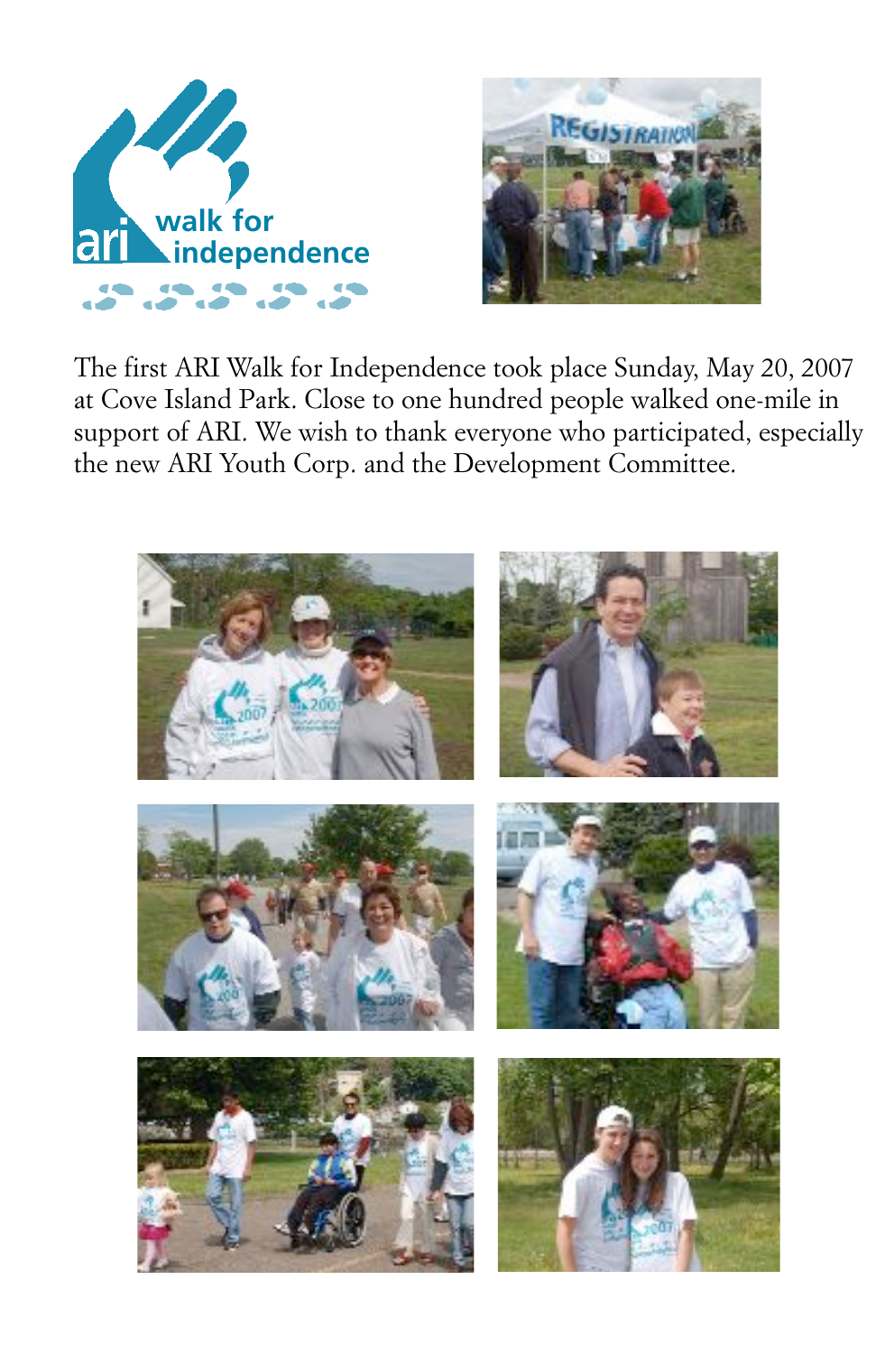The first ARI Walk for Independence took place Sunday, May 20, 2007 at Cove Island Park. Close to one hundred people walked one-mile in support of ARI. We wish to thank everyone who participated, especially the new ARI Youth Corp. and the Development Committee.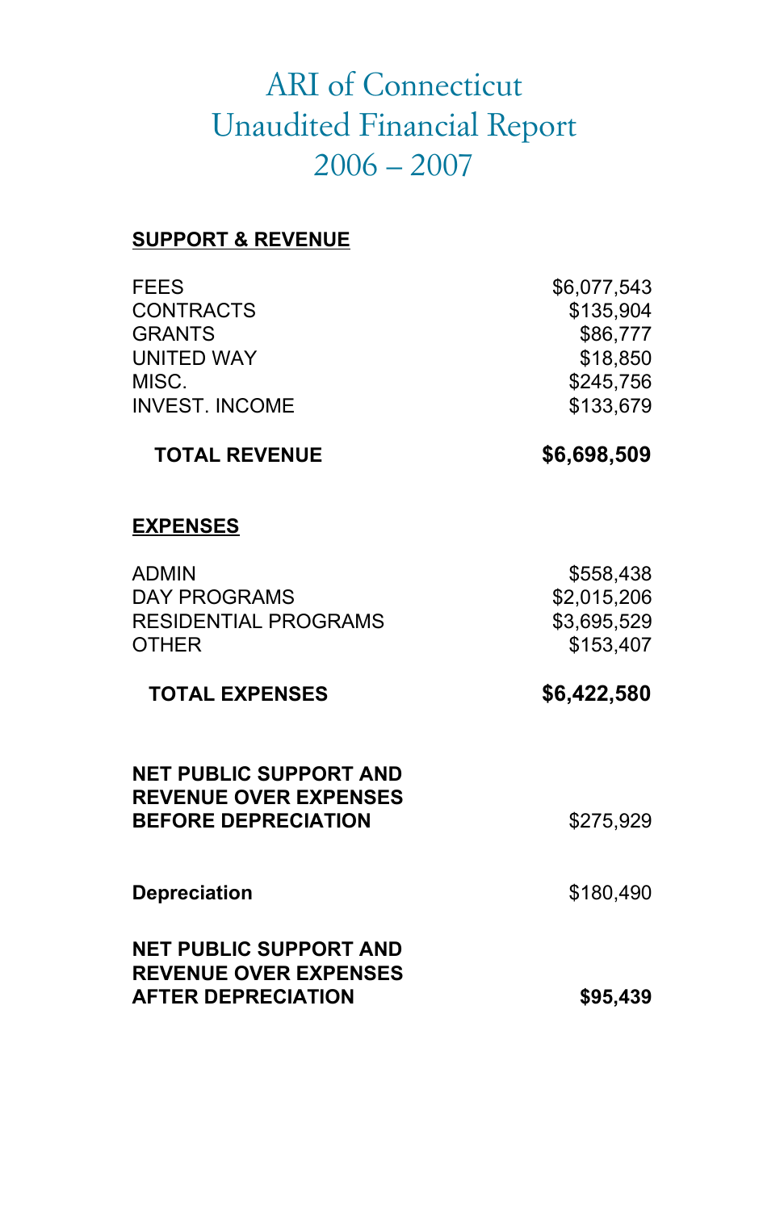# ARI of Connecticut
# Unaudited Financial Report
# 2006 – 2007

**SUPPORT & REVENUE**

| | |
|---|---|
| FEES | $6,077,543 |
| CONTRACTS | $135,904 |
| GRANTS | $86,777 |
| UNITED WAY | $18,850 |
| MISC. | $245,756 |
| INVEST. INCOME | $133,679 |
| **TOTAL REVENUE** | **$6,698,509** |

**EXPENSES**

| | |
|---|---|
| ADMIN | $558,438 |
| DAY PROGRAMS | $2,015,206 |
| RESIDENTIAL PROGRAMS | $3,695,529 |
| OTHER | $153,407 |
| **TOTAL EXPENSES** | **$6,422,580** |

| | |
|---|---|
| **NET PUBLIC SUPPORT AND REVENUE OVER EXPENSES BEFORE DEPRECIATION** | $275,929 |
| **Depreciation** | $180,490 |
| **NET PUBLIC SUPPORT AND REVENUE OVER EXPENSES AFTER DEPRECIATION** | **$95,439** |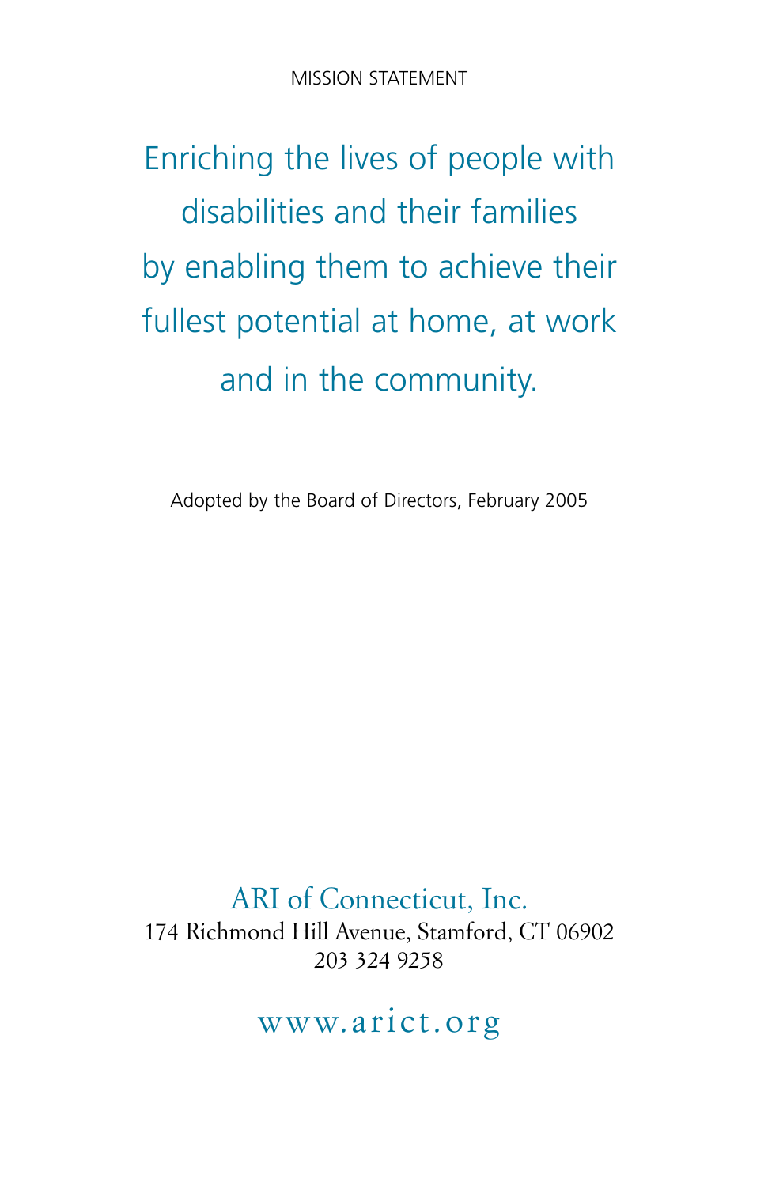MISSION STATEMENT

## Enriching the lives of people with disabilities and their families by enabling them to achieve their fullest potential at home, at work and in the community.

Adopted by the Board of Directors, February 2005

ARI of Connecticut, Inc.
174 Richmond Hill Avenue, Stamford, CT 06902
203 324 9258

www.arict.org